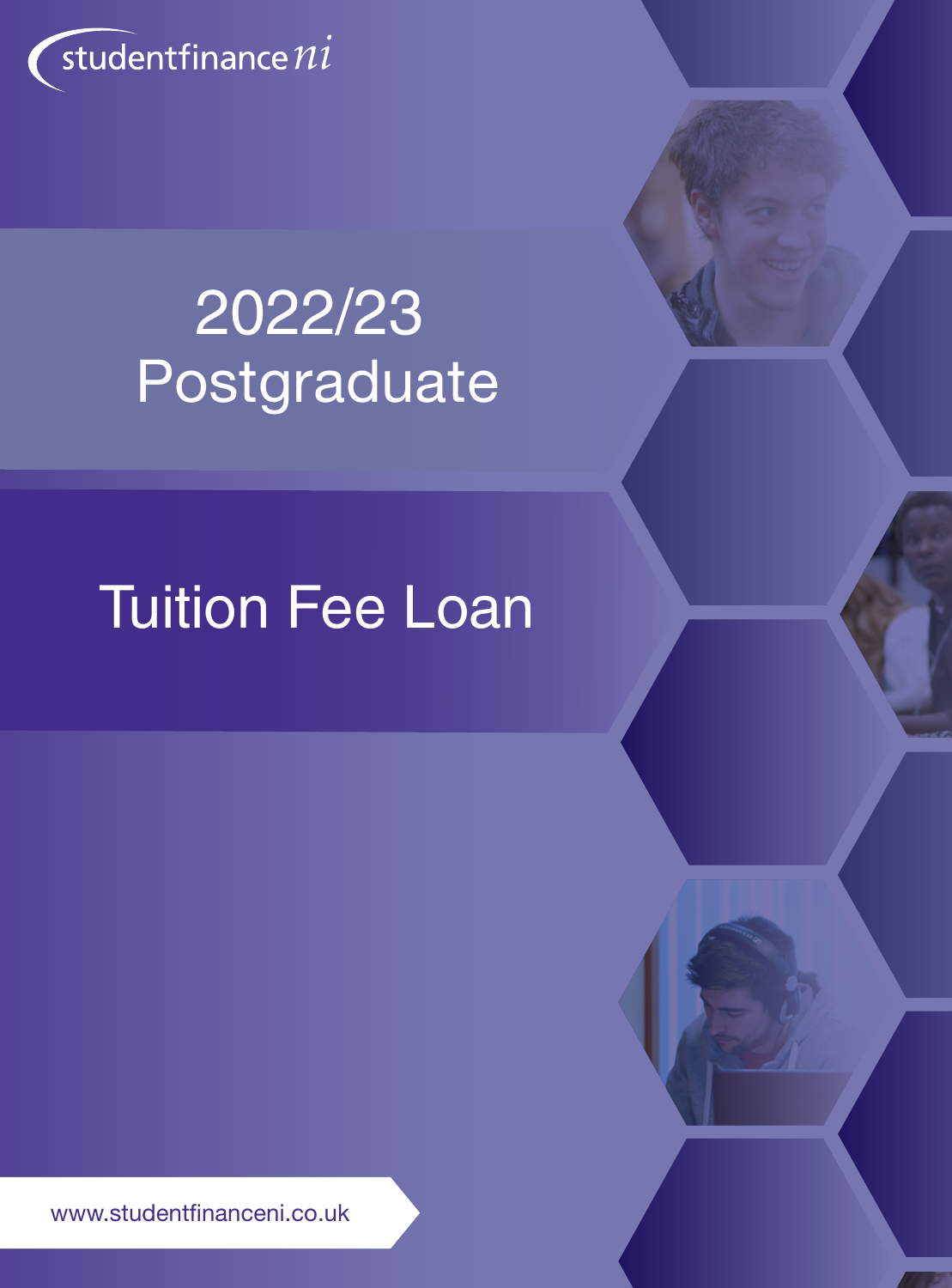studentfinance ni

# 2022/23 Postgraduate

# Tuition Fee Loan

www.studentfinanceni.co.uk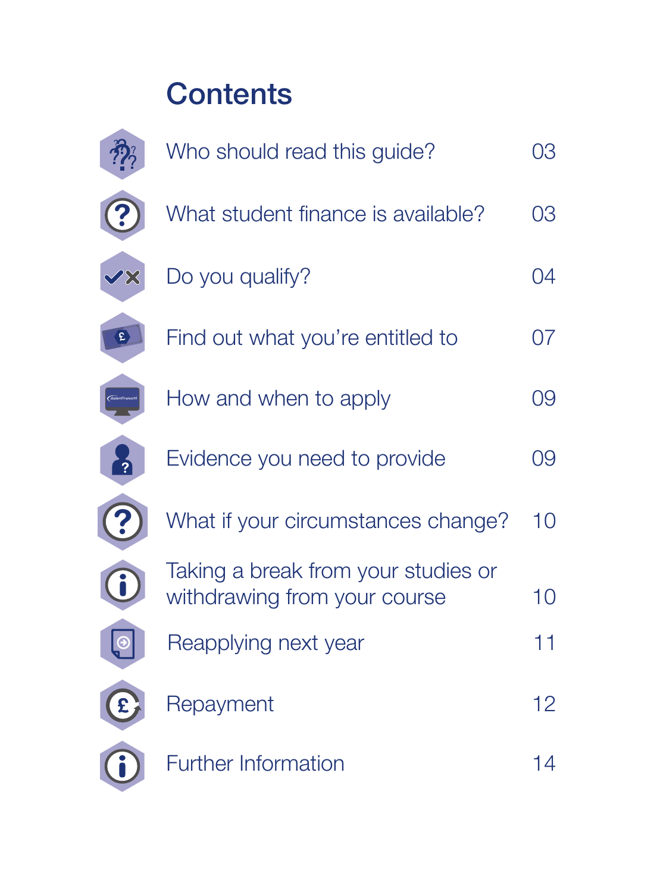# Contents

| | |
|---|---|
| Who should read this guide? | 03 |
| What student finance is available? | 03 |
| Do you qualify? | 04 |
| Find out what you're entitled to | 07 |
| How and when to apply | 09 |
| Evidence you need to provide | 09 |
| What if your circumstances change? | 10 |
| Taking a break from your studies or withdrawing from your course | 10 |
| Reapplying next year | 11 |
| Repayment | 12 |
| Further Information | 14 |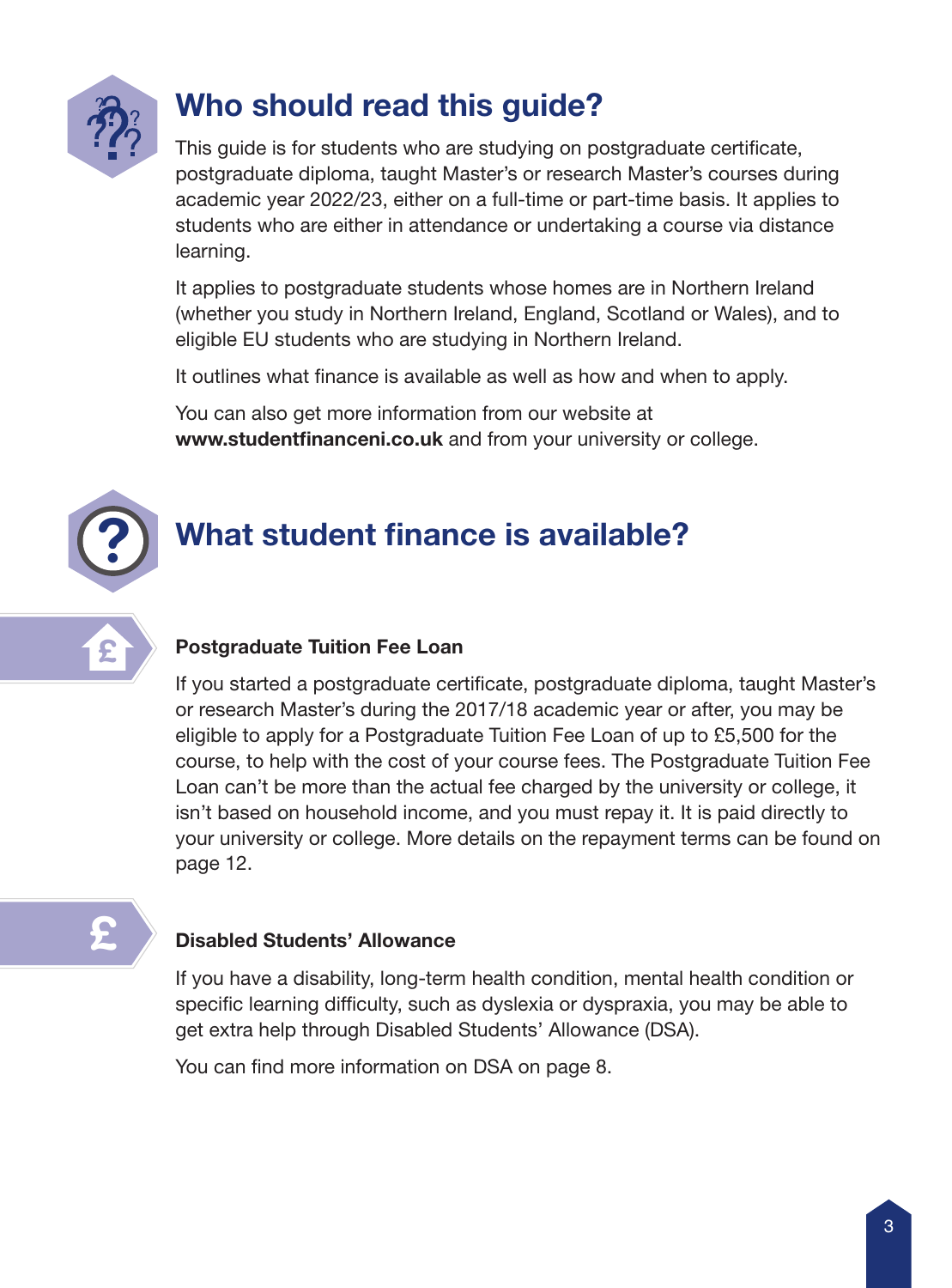## Who should read this guide?

This guide is for students who are studying on postgraduate certificate, postgraduate diploma, taught Master's or research Master's courses during academic year 2022/23, either on a full-time or part-time basis. It applies to students who are either in attendance or undertaking a course via distance learning.

It applies to postgraduate students whose homes are in Northern Ireland (whether you study in Northern Ireland, England, Scotland or Wales), and to eligible EU students who are studying in Northern Ireland.

It outlines what finance is available as well as how and when to apply.

You can also get more information from our website at **www.studentfinanceni.co.uk** and from your university or college.

## What student finance is available?

### Postgraduate Tuition Fee Loan

If you started a postgraduate certificate, postgraduate diploma, taught Master's or research Master's during the 2017/18 academic year or after, you may be eligible to apply for a Postgraduate Tuition Fee Loan of up to £5,500 for the course, to help with the cost of your course fees. The Postgraduate Tuition Fee Loan can't be more than the actual fee charged by the university or college, it isn't based on household income, and you must repay it. It is paid directly to your university or college. More details on the repayment terms can be found on page 12.

### Disabled Students' Allowance

If you have a disability, long-term health condition, mental health condition or specific learning difficulty, such as dyslexia or dyspraxia, you may be able to get extra help through Disabled Students' Allowance (DSA).

You can find more information on DSA on page 8.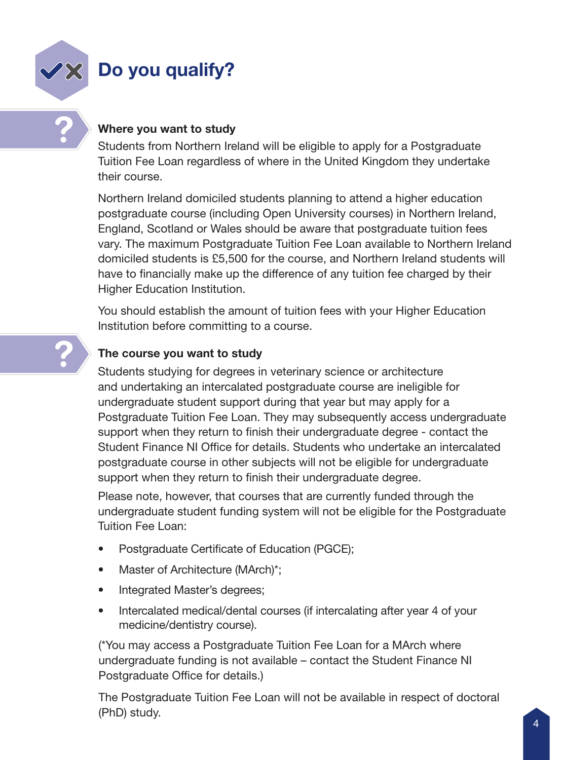# Do you qualify?

### Where you want to study

Students from Northern Ireland will be eligible to apply for a Postgraduate Tuition Fee Loan regardless of where in the United Kingdom they undertake their course.

Northern Ireland domiciled students planning to attend a higher education postgraduate course (including Open University courses) in Northern Ireland, England, Scotland or Wales should be aware that postgraduate tuition fees vary. The maximum Postgraduate Tuition Fee Loan available to Northern Ireland domiciled students is £5,500 for the course, and Northern Ireland students will have to financially make up the difference of any tuition fee charged by their Higher Education Institution.

You should establish the amount of tuition fees with your Higher Education Institution before committing to a course.

### The course you want to study

Students studying for degrees in veterinary science or architecture and undertaking an intercalated postgraduate course are ineligible for undergraduate student support during that year but may apply for a Postgraduate Tuition Fee Loan. They may subsequently access undergraduate support when they return to finish their undergraduate degree - contact the Student Finance NI Office for details. Students who undertake an intercalated postgraduate course in other subjects will not be eligible for undergraduate support when they return to finish their undergraduate degree.

Please note, however, that courses that are currently funded through the undergraduate student funding system will not be eligible for the Postgraduate Tuition Fee Loan:

- Postgraduate Certificate of Education (PGCE);
- Master of Architecture (MArch)*;
- Integrated Master's degrees;
- Intercalated medical/dental courses (if intercalating after year 4 of your medicine/dentistry course).

(*You may access a Postgraduate Tuition Fee Loan for a MArch where undergraduate funding is not available – contact the Student Finance NI Postgraduate Office for details.)

The Postgraduate Tuition Fee Loan will not be available in respect of doctoral (PhD) study.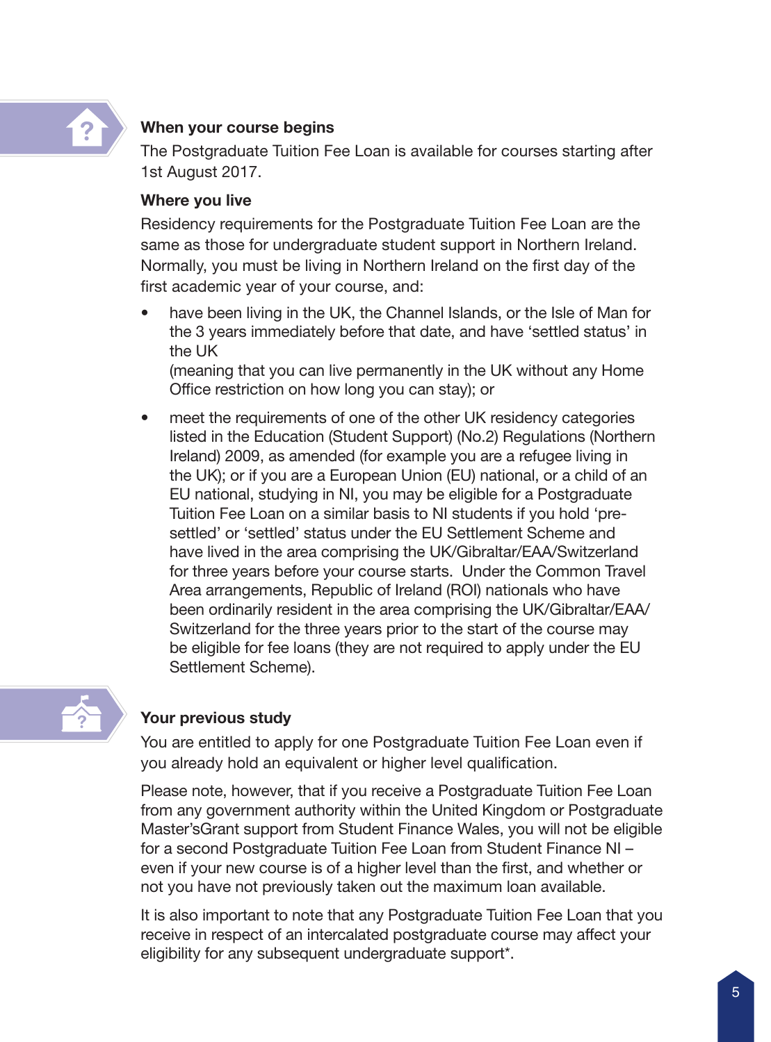### When your course begins

The Postgraduate Tuition Fee Loan is available for courses starting after 1st August 2017.

### Where you live

Residency requirements for the Postgraduate Tuition Fee Loan are the same as those for undergraduate student support in Northern Ireland. Normally, you must be living in Northern Ireland on the first day of the first academic year of your course, and:

- have been living in the UK, the Channel Islands, or the Isle of Man for the 3 years immediately before that date, and have 'settled status' in the UK
  (meaning that you can live permanently in the UK without any Home Office restriction on how long you can stay); or
- meet the requirements of one of the other UK residency categories listed in the Education (Student Support) (No.2) Regulations (Northern Ireland) 2009, as amended (for example you are a refugee living in the UK); or if you are a European Union (EU) national, or a child of an EU national, studying in NI, you may be eligible for a Postgraduate Tuition Fee Loan on a similar basis to NI students if you hold 'pre-settled' or 'settled' status under the EU Settlement Scheme and have lived in the area comprising the UK/Gibraltar/EAA/Switzerland for three years before your course starts. Under the Common Travel Area arrangements, Republic of Ireland (ROI) nationals who have been ordinarily resident in the area comprising the UK/Gibraltar/EAA/Switzerland for the three years prior to the start of the course may be eligible for fee loans (they are not required to apply under the EU Settlement Scheme).

### Your previous study

You are entitled to apply for one Postgraduate Tuition Fee Loan even if you already hold an equivalent or higher level qualification.

Please note, however, that if you receive a Postgraduate Tuition Fee Loan from any government authority within the United Kingdom or Postgraduate Master'sGrant support from Student Finance Wales, you will not be eligible for a second Postgraduate Tuition Fee Loan from Student Finance NI – even if your new course is of a higher level than the first, and whether or not you have not previously taken out the maximum loan available.

It is also important to note that any Postgraduate Tuition Fee Loan that you receive in respect of an intercalated postgraduate course may affect your eligibility for any subsequent undergraduate support*.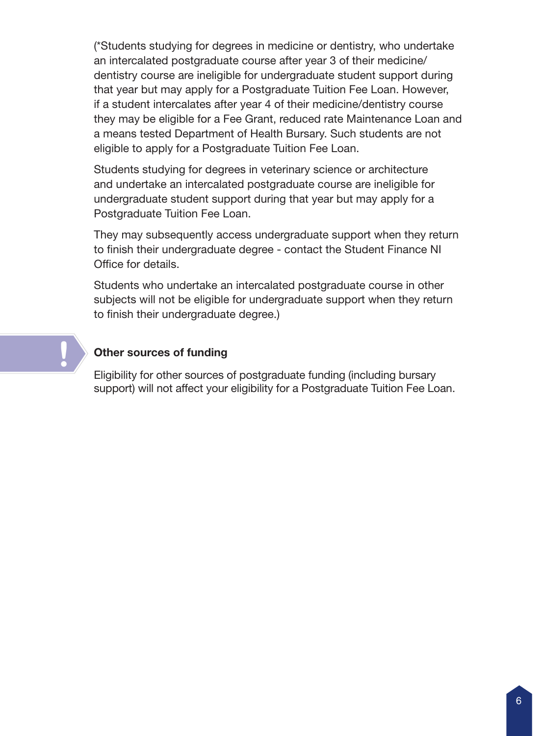(*Students studying for degrees in medicine or dentistry, who undertake an intercalated postgraduate course after year 3 of their medicine/ dentistry course are ineligible for undergraduate student support during that year but may apply for a Postgraduate Tuition Fee Loan. However, if a student intercalates after year 4 of their medicine/dentistry course they may be eligible for a Fee Grant, reduced rate Maintenance Loan and a means tested Department of Health Bursary. Such students are not eligible to apply for a Postgraduate Tuition Fee Loan.

Students studying for degrees in veterinary science or architecture and undertake an intercalated postgraduate course are ineligible for undergraduate student support during that year but may apply for a Postgraduate Tuition Fee Loan.

They may subsequently access undergraduate support when they return to finish their undergraduate degree - contact the Student Finance NI Office for details.

Students who undertake an intercalated postgraduate course in other subjects will not be eligible for undergraduate support when they return to finish their undergraduate degree.)

**Other sources of funding**

Eligibility for other sources of postgraduate funding (including bursary support) will not affect your eligibility for a Postgraduate Tuition Fee Loan.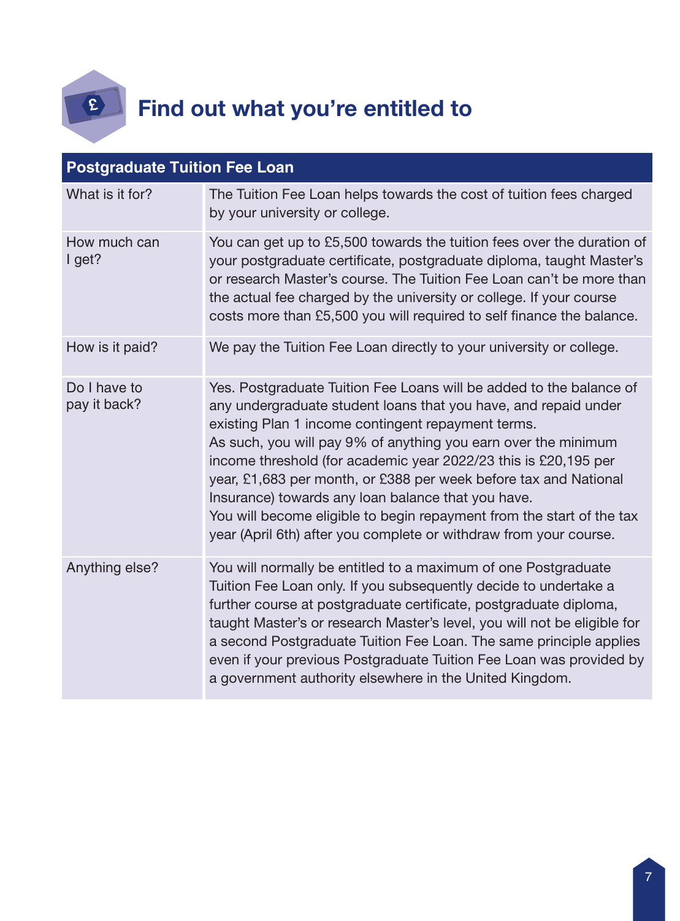# Find out what you're entitled to

| Postgraduate Tuition Fee Loan | |
|---|---|
| What is it for? | The Tuition Fee Loan helps towards the cost of tuition fees charged by your university or college. |
| How much can I get? | You can get up to £5,500 towards the tuition fees over the duration of your postgraduate certificate, postgraduate diploma, taught Master's or research Master's course. The Tuition Fee Loan can't be more than the actual fee charged by the university or college. If your course costs more than £5,500 you will required to self finance the balance. |
| How is it paid? | We pay the Tuition Fee Loan directly to your university or college. |
| Do I have to pay it back? | Yes. Postgraduate Tuition Fee Loans will be added to the balance of any undergraduate student loans that you have, and repaid under existing Plan 1 income contingent repayment terms. As such, you will pay 9% of anything you earn over the minimum income threshold (for academic year 2022/23 this is £20,195 per year, £1,683 per month, or £388 per week before tax and National Insurance) towards any loan balance that you have. You will become eligible to begin repayment from the start of the tax year (April 6th) after you complete or withdraw from your course. |
| Anything else? | You will normally be entitled to a maximum of one Postgraduate Tuition Fee Loan only. If you subsequently decide to undertake a further course at postgraduate certificate, postgraduate diploma, taught Master's or research Master's level, you will not be eligible for a second Postgraduate Tuition Fee Loan. The same principle applies even if your previous Postgraduate Tuition Fee Loan was provided by a government authority elsewhere in the United Kingdom. |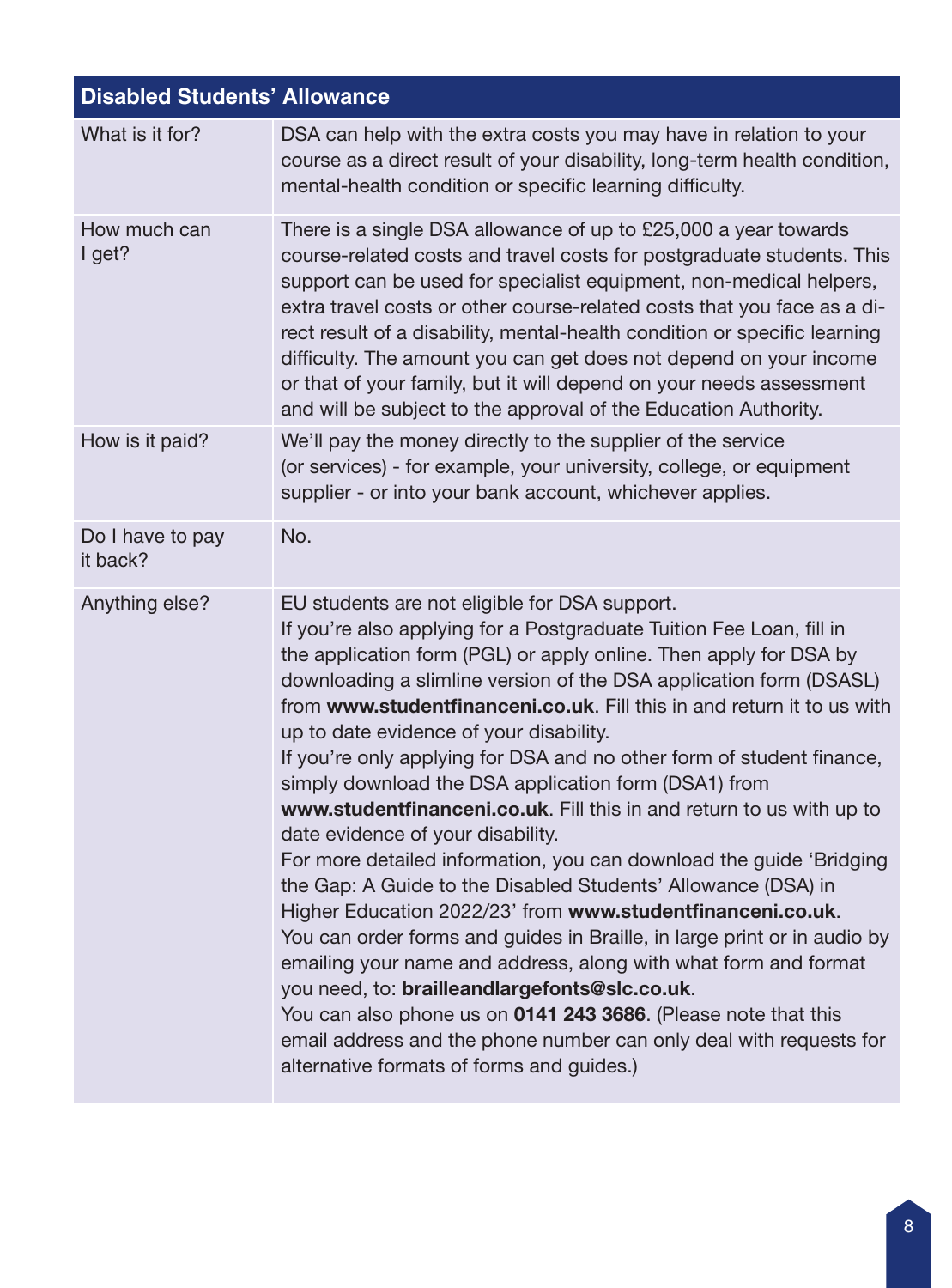| Disabled Students' Allowance | |
|---|---|
| What is it for? | DSA can help with the extra costs you may have in relation to your course as a direct result of your disability, long-term health condition, mental-health condition or specific learning difficulty. |
| How much can I get? | There is a single DSA allowance of up to £25,000 a year towards course-related costs and travel costs for postgraduate students. This support can be used for specialist equipment, non-medical helpers, extra travel costs or other course-related costs that you face as a direct result of a disability, mental-health condition or specific learning difficulty. The amount you can get does not depend on your income or that of your family, but it will depend on your needs assessment and will be subject to the approval of the Education Authority. |
| How is it paid? | We'll pay the money directly to the supplier of the service (or services) - for example, your university, college, or equipment supplier - or into your bank account, whichever applies. |
| Do I have to pay it back? | No. |
| Anything else? | EU students are not eligible for DSA support.<br>If you're also applying for a Postgraduate Tuition Fee Loan, fill in the application form (PGL) or apply online. Then apply for DSA by downloading a slimline version of the DSA application form (DSASL) from **www.studentfinanceni.co.uk**. Fill this in and return it to us with up to date evidence of your disability.<br>If you're only applying for DSA and no other form of student finance, simply download the DSA application form (DSA1) from **www.studentfinanceni.co.uk**. Fill this in and return to us with up to date evidence of your disability.<br>For more detailed information, you can download the guide 'Bridging the Gap: A Guide to the Disabled Students' Allowance (DSA) in Higher Education 2022/23' from **www.studentfinanceni.co.uk**.<br>You can order forms and guides in Braille, in large print or in audio by emailing your name and address, along with what form and format you need, to: **brailleandlargefonts@slc.co.uk**.<br>You can also phone us on **0141 243 3686**. (Please note that this email address and the phone number can only deal with requests for alternative formats of forms and guides.) |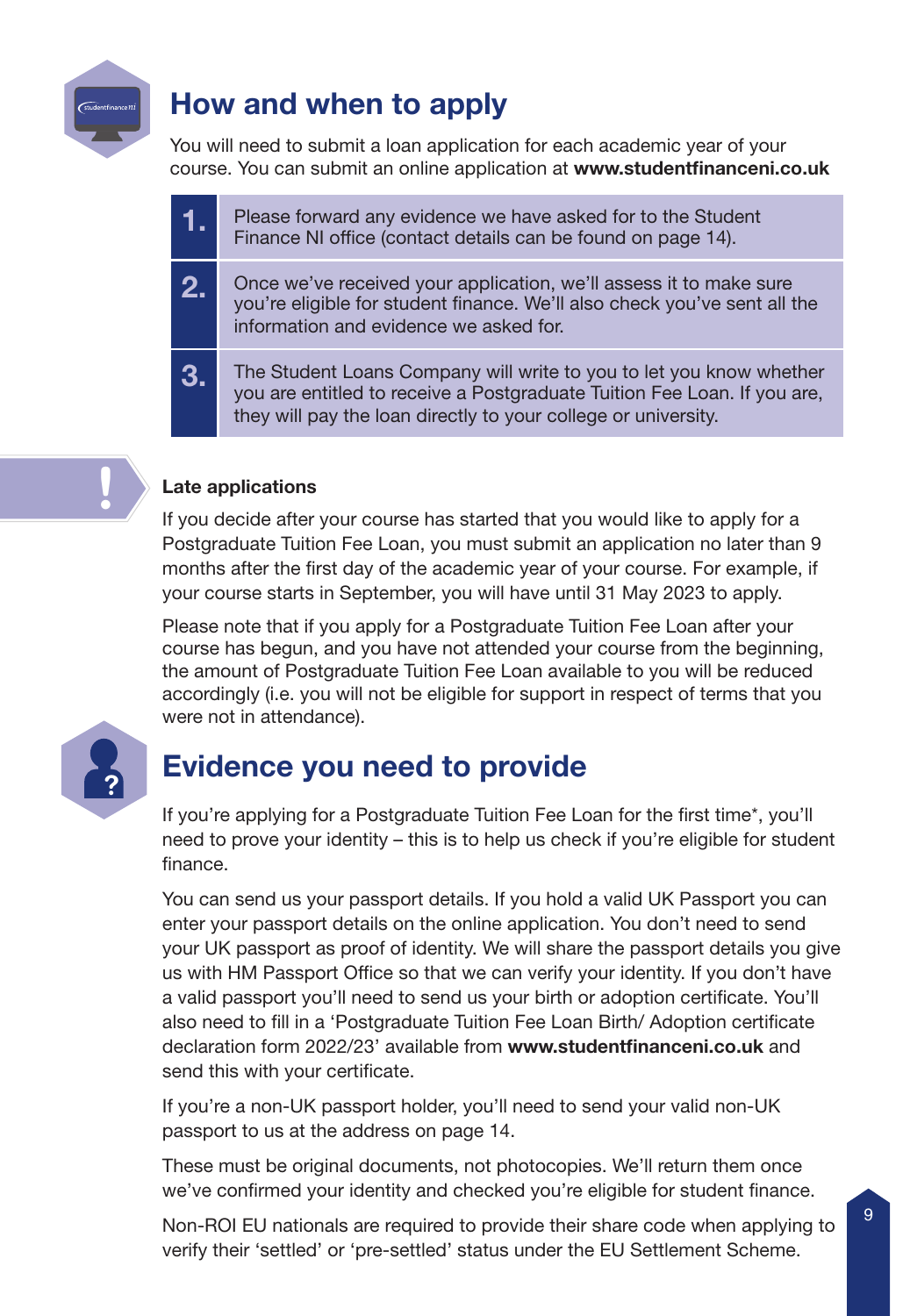## How and when to apply

You will need to submit a loan application for each academic year of your course. You can submit an online application at **www.studentfinanceni.co.uk**

1. Please forward any evidence we have asked for to the Student Finance NI office (contact details can be found on page 14).
2. Once we've received your application, we'll assess it to make sure you're eligible for student finance. We'll also check you've sent all the information and evidence we asked for.
3. The Student Loans Company will write to you to let you know whether you are entitled to receive a Postgraduate Tuition Fee Loan. If you are, they will pay the loan directly to your college or university.

**Late applications**

If you decide after your course has started that you would like to apply for a Postgraduate Tuition Fee Loan, you must submit an application no later than 9 months after the first day of the academic year of your course. For example, if your course starts in September, you will have until 31 May 2023 to apply.

Please note that if you apply for a Postgraduate Tuition Fee Loan after your course has begun, and you have not attended your course from the beginning, the amount of Postgraduate Tuition Fee Loan available to you will be reduced accordingly (i.e. you will not be eligible for support in respect of terms that you were not in attendance).

## Evidence you need to provide

If you're applying for a Postgraduate Tuition Fee Loan for the first time*, you'll need to prove your identity – this is to help us check if you're eligible for student finance.

You can send us your passport details. If you hold a valid UK Passport you can enter your passport details on the online application. You don't need to send your UK passport as proof of identity. We will share the passport details you give us with HM Passport Office so that we can verify your identity. If you don't have a valid passport you'll need to send us your birth or adoption certificate. You'll also need to fill in a 'Postgraduate Tuition Fee Loan Birth/ Adoption certificate declaration form 2022/23' available from **www.studentfinanceni.co.uk** and send this with your certificate.

If you're a non-UK passport holder, you'll need to send your valid non-UK passport to us at the address on page 14.

These must be original documents, not photocopies. We'll return them once we've confirmed your identity and checked you're eligible for student finance.

Non-ROI EU nationals are required to provide their share code when applying to verify their 'settled' or 'pre-settled' status under the EU Settlement Scheme.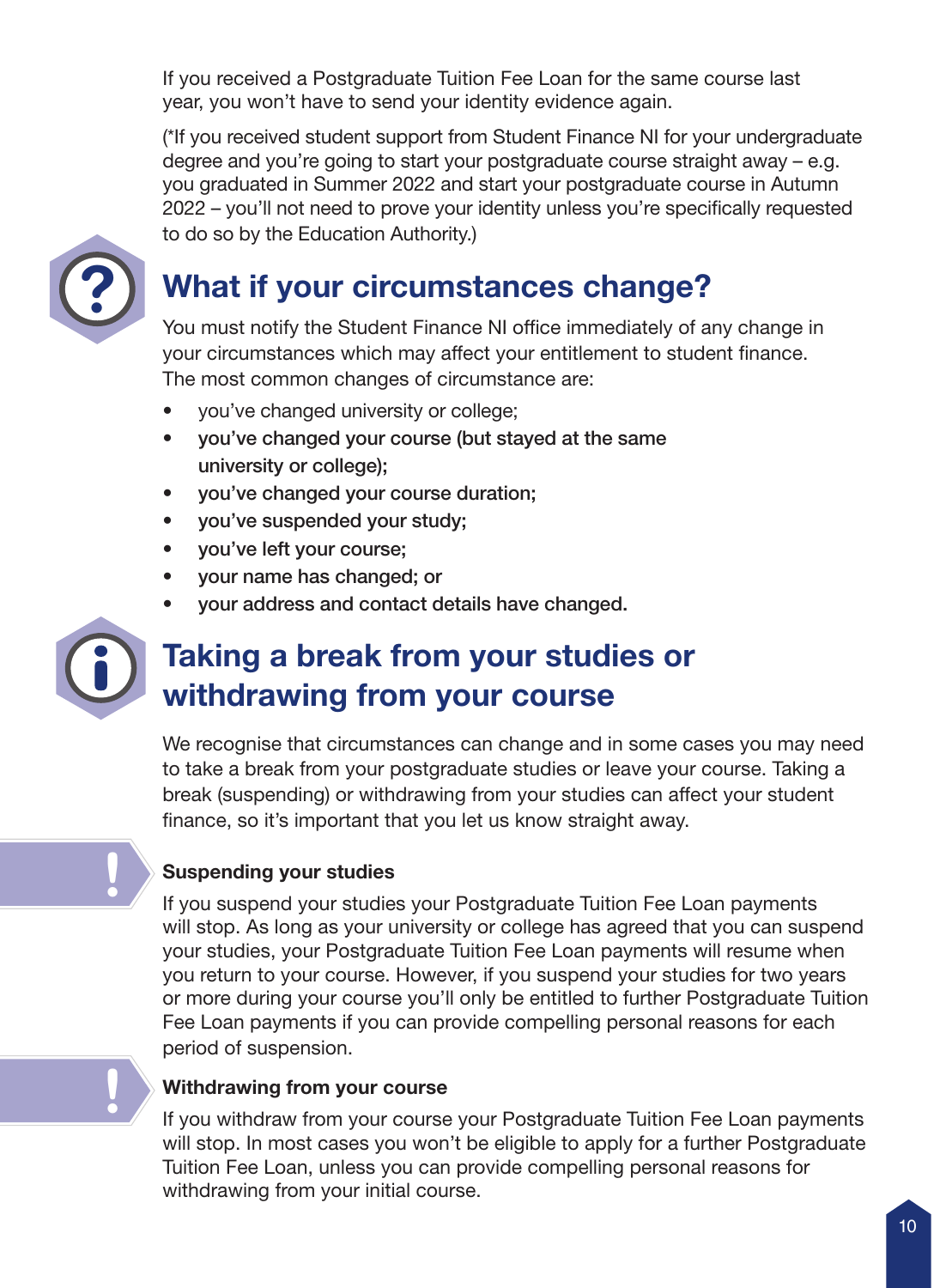If you received a Postgraduate Tuition Fee Loan for the same course last year, you won't have to send your identity evidence again.

(*If you received student support from Student Finance NI for your undergraduate degree and you're going to start your postgraduate course straight away – e.g. you graduated in Summer 2022 and start your postgraduate course in Autumn 2022 – you'll not need to prove your identity unless you're specifically requested to do so by the Education Authority.)

## What if your circumstances change?

You must notify the Student Finance NI office immediately of any change in your circumstances which may affect your entitlement to student finance. The most common changes of circumstance are:

- you've changed university or college;
- you've changed your course (but stayed at the same university or college);
- you've changed your course duration;
- you've suspended your study;
- you've left your course;
- your name has changed; or
- your address and contact details have changed.

## Taking a break from your studies or withdrawing from your course

We recognise that circumstances can change and in some cases you may need to take a break from your postgraduate studies or leave your course. Taking a break (suspending) or withdrawing from your studies can affect your student finance, so it's important that you let us know straight away.

**Suspending your studies**

If you suspend your studies your Postgraduate Tuition Fee Loan payments will stop. As long as your university or college has agreed that you can suspend your studies, your Postgraduate Tuition Fee Loan payments will resume when you return to your course. However, if you suspend your studies for two years or more during your course you'll only be entitled to further Postgraduate Tuition Fee Loan payments if you can provide compelling personal reasons for each period of suspension.

**Withdrawing from your course**

If you withdraw from your course your Postgraduate Tuition Fee Loan payments will stop. In most cases you won't be eligible to apply for a further Postgraduate Tuition Fee Loan, unless you can provide compelling personal reasons for withdrawing from your initial course.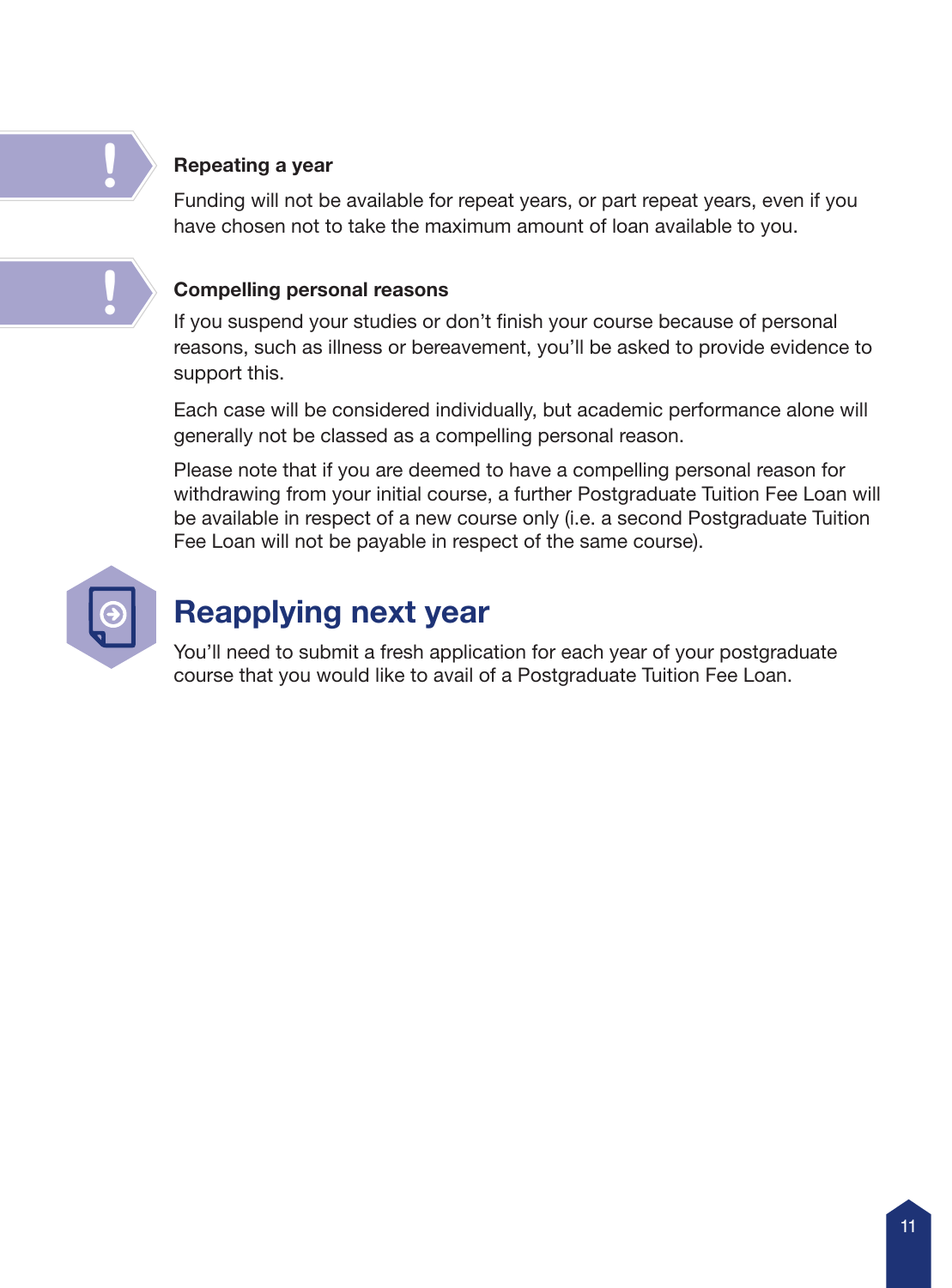### Repeating a year

Funding will not be available for repeat years, or part repeat years, even if you have chosen not to take the maximum amount of loan available to you.

### Compelling personal reasons

If you suspend your studies or don't finish your course because of personal reasons, such as illness or bereavement, you'll be asked to provide evidence to support this.

Each case will be considered individually, but academic performance alone will generally not be classed as a compelling personal reason.

Please note that if you are deemed to have a compelling personal reason for withdrawing from your initial course, a further Postgraduate Tuition Fee Loan will be available in respect of a new course only (i.e. a second Postgraduate Tuition Fee Loan will not be payable in respect of the same course).

## Reapplying next year

You'll need to submit a fresh application for each year of your postgraduate course that you would like to avail of a Postgraduate Tuition Fee Loan.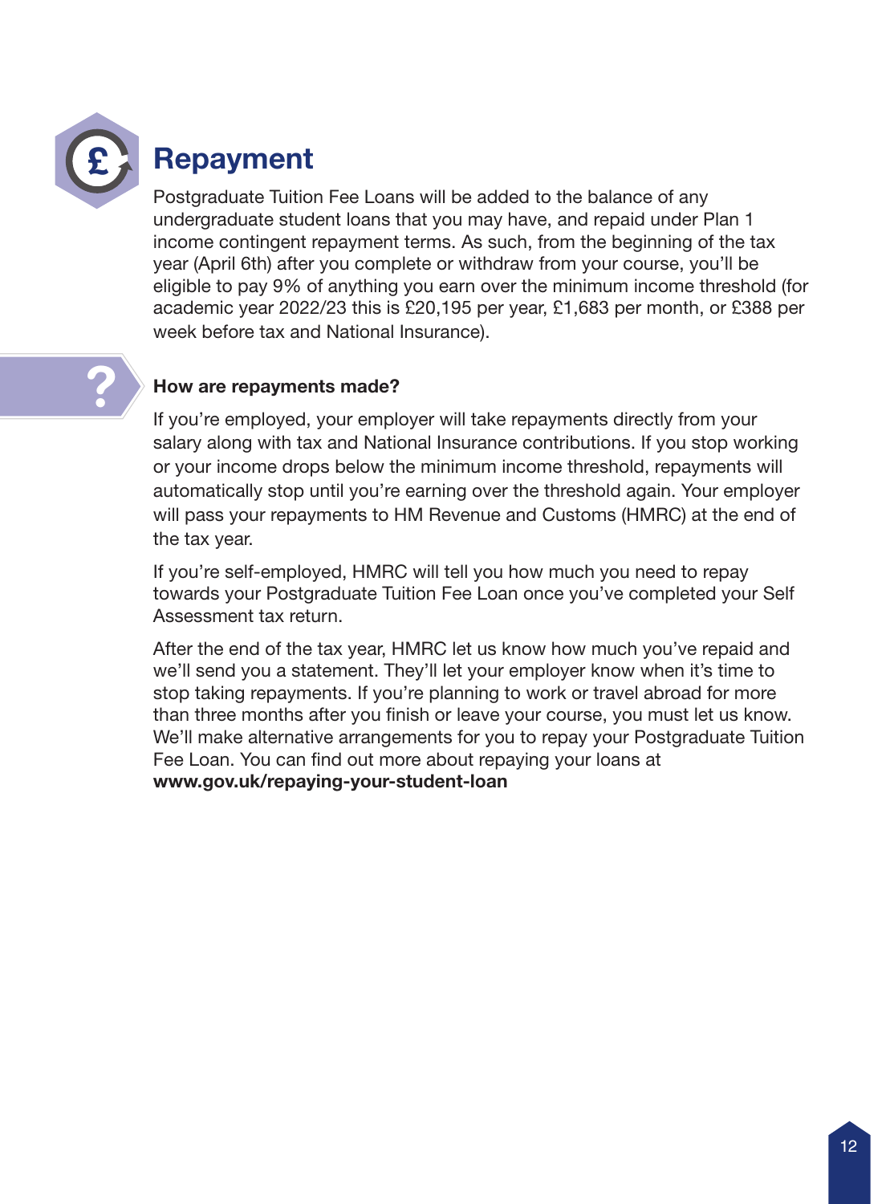## Repayment

Postgraduate Tuition Fee Loans will be added to the balance of any undergraduate student loans that you may have, and repaid under Plan 1 income contingent repayment terms. As such, from the beginning of the tax year (April 6th) after you complete or withdraw from your course, you'll be eligible to pay 9% of anything you earn over the minimum income threshold (for academic year 2022/23 this is £20,195 per year, £1,683 per month, or £388 per week before tax and National Insurance).

### How are repayments made?

If you're employed, your employer will take repayments directly from your salary along with tax and National Insurance contributions. If you stop working or your income drops below the minimum income threshold, repayments will automatically stop until you're earning over the threshold again. Your employer will pass your repayments to HM Revenue and Customs (HMRC) at the end of the tax year.

If you're self-employed, HMRC will tell you how much you need to repay towards your Postgraduate Tuition Fee Loan once you've completed your Self Assessment tax return.

After the end of the tax year, HMRC let us know how much you've repaid and we'll send you a statement. They'll let your employer know when it's time to stop taking repayments. If you're planning to work or travel abroad for more than three months after you finish or leave your course, you must let us know. We'll make alternative arrangements for you to repay your Postgraduate Tuition Fee Loan. You can find out more about repaying your loans at **www.gov.uk/repaying-your-student-loan**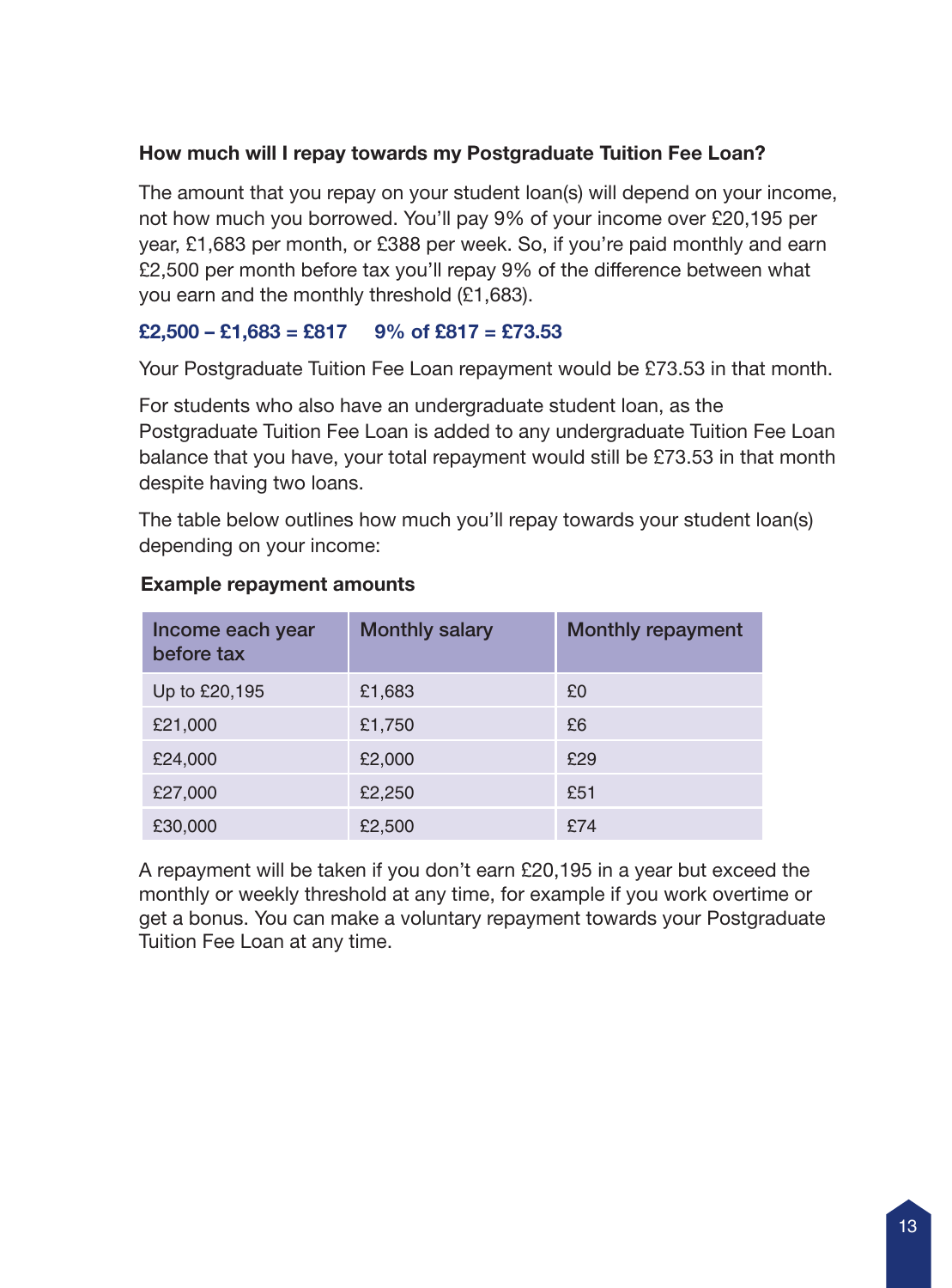### How much will I repay towards my Postgraduate Tuition Fee Loan?

The amount that you repay on your student loan(s) will depend on your income, not how much you borrowed. You'll pay 9% of your income over £20,195 per year, £1,683 per month, or £388 per week. So, if you're paid monthly and earn £2,500 per month before tax you'll repay 9% of the difference between what you earn and the monthly threshold (£1,683).

**£2,500 – £1,683 = £817     9% of £817 = £73.53**

Your Postgraduate Tuition Fee Loan repayment would be £73.53 in that month.

For students who also have an undergraduate student loan, as the Postgraduate Tuition Fee Loan is added to any undergraduate Tuition Fee Loan balance that you have, your total repayment would still be £73.53 in that month despite having two loans.

The table below outlines how much you'll repay towards your student loan(s) depending on your income:

**Example repayment amounts**

| Income each year before tax | Monthly salary | Monthly repayment |
|---|---|---|
| Up to £20,195 | £1,683 | £0 |
| £21,000 | £1,750 | £6 |
| £24,000 | £2,000 | £29 |
| £27,000 | £2,250 | £51 |
| £30,000 | £2,500 | £74 |

A repayment will be taken if you don't earn £20,195 in a year but exceed the monthly or weekly threshold at any time, for example if you work overtime or get a bonus. You can make a voluntary repayment towards your Postgraduate Tuition Fee Loan at any time.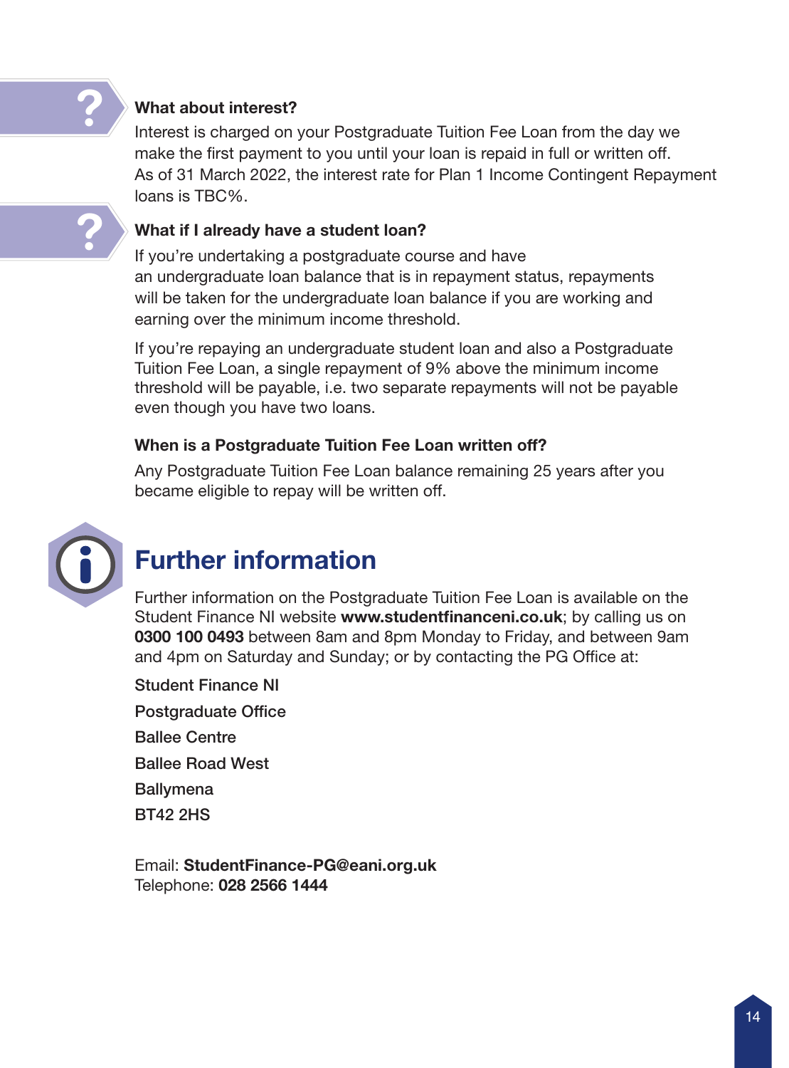### What about interest?

Interest is charged on your Postgraduate Tuition Fee Loan from the day we make the first payment to you until your loan is repaid in full or written off. As of 31 March 2022, the interest rate for Plan 1 Income Contingent Repayment loans is TBC%.

### What if I already have a student loan?

If you're undertaking a postgraduate course and have an undergraduate loan balance that is in repayment status, repayments will be taken for the undergraduate loan balance if you are working and earning over the minimum income threshold.

If you're repaying an undergraduate student loan and also a Postgraduate Tuition Fee Loan, a single repayment of 9% above the minimum income threshold will be payable, i.e. two separate repayments will not be payable even though you have two loans.

### When is a Postgraduate Tuition Fee Loan written off?

Any Postgraduate Tuition Fee Loan balance remaining 25 years after you became eligible to repay will be written off.

## Further information

Further information on the Postgraduate Tuition Fee Loan is available on the Student Finance NI website **www.studentfinanceni.co.uk**; by calling us on **0300 100 0493** between 8am and 8pm Monday to Friday, and between 9am and 4pm on Saturday and Sunday; or by contacting the PG Office at:

Student Finance NI
Postgraduate Office
Ballee Centre
Ballee Road West
Ballymena
BT42 2HS

Email: **StudentFinance-PG@eani.org.uk**
Telephone: **028 2566 1444**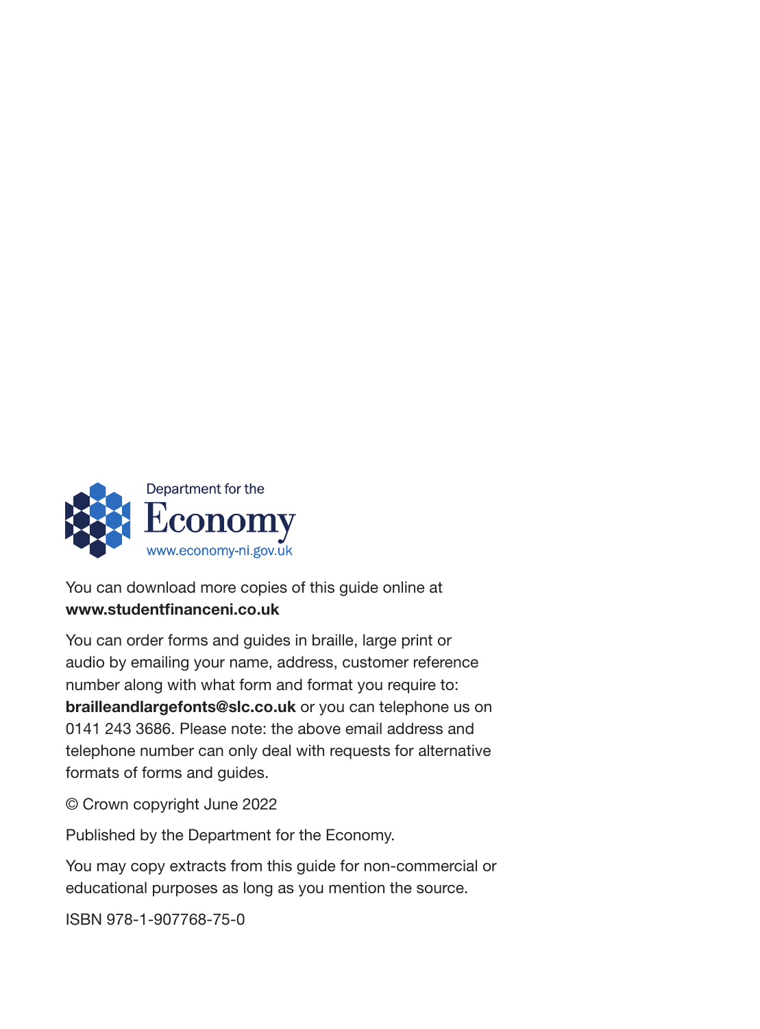Department for the

Economy

www.economy-ni.gov.uk

You can download more copies of this guide online at **www.studentfinanceni.co.uk**

You can order forms and guides in braille, large print or audio by emailing your name, address, customer reference number along with what form and format you require to: **brailleandlargefonts@slc.co.uk** or you can telephone us on 0141 243 3686. Please note: the above email address and telephone number can only deal with requests for alternative formats of forms and guides.

© Crown copyright June 2022

Published by the Department for the Economy.

You may copy extracts from this guide for non-commercial or educational purposes as long as you mention the source.

ISBN 978-1-907768-75-0